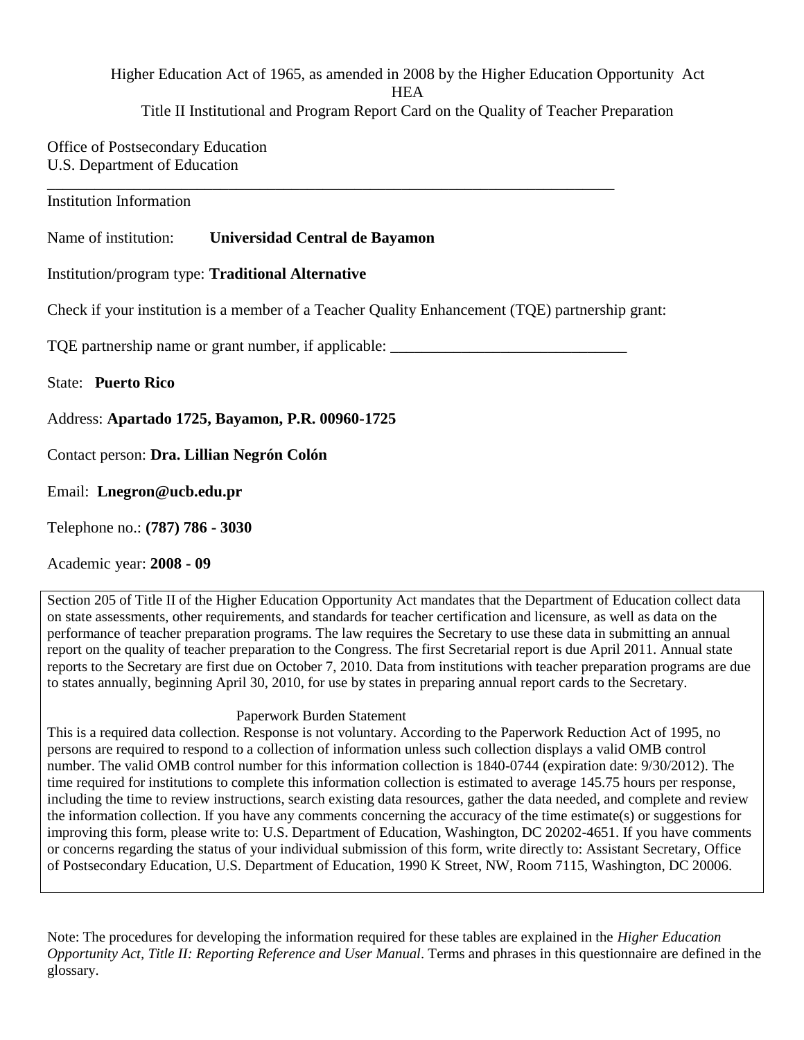Higher Education Act of 1965, as amended in 2008 by the Higher Education Opportunity Act
HEA
Title II Institutional and Program Report Card on the Quality of Teacher Preparation

Office of Postsecondary Education
U.S. Department of Education

---

Institution Information

Name of institution: **Universidad Central de Bayamon**

Institution/program type: **Traditional Alternative**

Check if your institution is a member of a Teacher Quality Enhancement (TQE) partnership grant:

TQE partnership name or grant number, if applicable: ______________________________

State: **Puerto Rico**

Address: **Apartado 1725, Bayamon, P.R. 00960-1725**

Contact person: **Dra. Lillian Negrón Colón**

Email: **Lnegron@ucb.edu.pr**

Telephone no.: **(787) 786 - 3030**

Academic year: **2008 - 09**

Section 205 of Title II of the Higher Education Opportunity Act mandates that the Department of Education collect data on state assessments, other requirements, and standards for teacher certification and licensure, as well as data on the performance of teacher preparation programs. The law requires the Secretary to use these data in submitting an annual report on the quality of teacher preparation to the Congress. The first Secretarial report is due April 2011. Annual state reports to the Secretary are first due on October 7, 2010. Data from institutions with teacher preparation programs are due to states annually, beginning April 30, 2010, for use by states in preparing annual report cards to the Secretary.

Paperwork Burden Statement

This is a required data collection. Response is not voluntary. According to the Paperwork Reduction Act of 1995, no persons are required to respond to a collection of information unless such collection displays a valid OMB control number. The valid OMB control number for this information collection is 1840-0744 (expiration date: 9/30/2012). The time required for institutions to complete this information collection is estimated to average 145.75 hours per response, including the time to review instructions, search existing data resources, gather the data needed, and complete and review the information collection. If you have any comments concerning the accuracy of the time estimate(s) or suggestions for improving this form, please write to: U.S. Department of Education, Washington, DC 20202-4651. If you have comments or concerns regarding the status of your individual submission of this form, write directly to: Assistant Secretary, Office of Postsecondary Education, U.S. Department of Education, 1990 K Street, NW, Room 7115, Washington, DC 20006.

Note: The procedures for developing the information required for these tables are explained in the *Higher Education Opportunity Act, Title II: Reporting Reference and User Manual*. Terms and phrases in this questionnaire are defined in the glossary.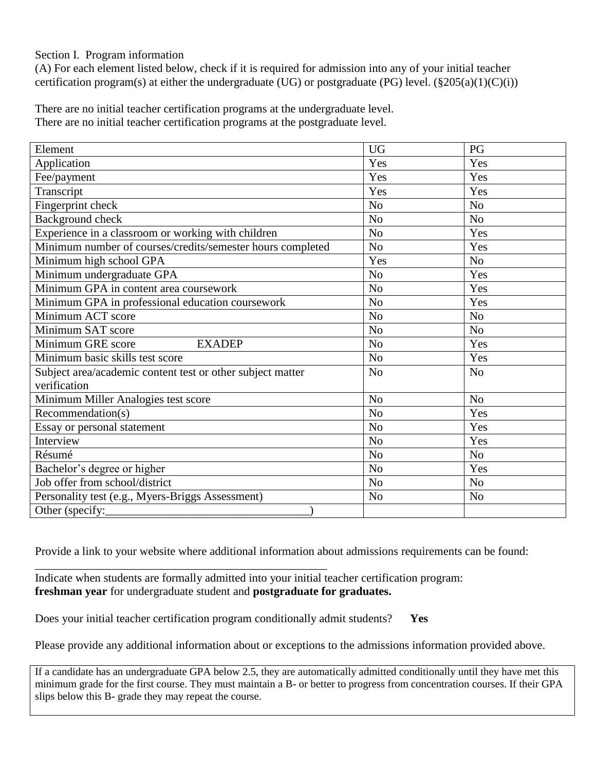Section I. Program information

(A) For each element listed below, check if it is required for admission into any of your initial teacher certification program(s) at either the undergraduate (UG) or postgraduate (PG) level. (§205(a)(1)(C)(i))

There are no initial teacher certification programs at the undergraduate level.
There are no initial teacher certification programs at the postgraduate level.

| Element | UG | PG |
|---|---|---|
| Application | Yes | Yes |
| Fee/payment | Yes | Yes |
| Transcript | Yes | Yes |
| Fingerprint check | No | No |
| Background check | No | No |
| Experience in a classroom or working with children | No | Yes |
| Minimum number of courses/credits/semester hours completed | No | Yes |
| Minimum high school GPA | Yes | No |
| Minimum undergraduate GPA | No | Yes |
| Minimum GPA in content area coursework | No | Yes |
| Minimum GPA in professional education coursework | No | Yes |
| Minimum ACT score | No | No |
| Minimum SAT score | No | No |
| Minimum GRE score EXADEP | No | Yes |
| Minimum basic skills test score | No | Yes |
| Subject area/academic content test or other subject matter verification | No | No |
| Minimum Miller Analogies test score | No | No |
| Recommendation(s) | No | Yes |
| Essay or personal statement | No | Yes |
| Interview | No | Yes |
| Résumé | No | No |
| Bachelor's degree or higher | No | Yes |
| Job offer from school/district | No | No |
| Personality test (e.g., Myers-Briggs Assessment) | No | No |
| Other (specify:_________________________________) | | |

Provide a link to your website where additional information about admissions requirements can be found:
_____________________________________________

Indicate when students are formally admitted into your initial teacher certification program: **freshman year** for undergraduate student and **postgraduate for graduates.**

Does your initial teacher certification program conditionally admit students? **Yes**

Please provide any additional information about or exceptions to the admissions information provided above.

If a candidate has an undergraduate GPA below 2.5, they are automatically admitted conditionally until they have met this minimum grade for the first course. They must maintain a B- or better to progress from concentration courses. If their GPA slips below this B- grade they may repeat the course.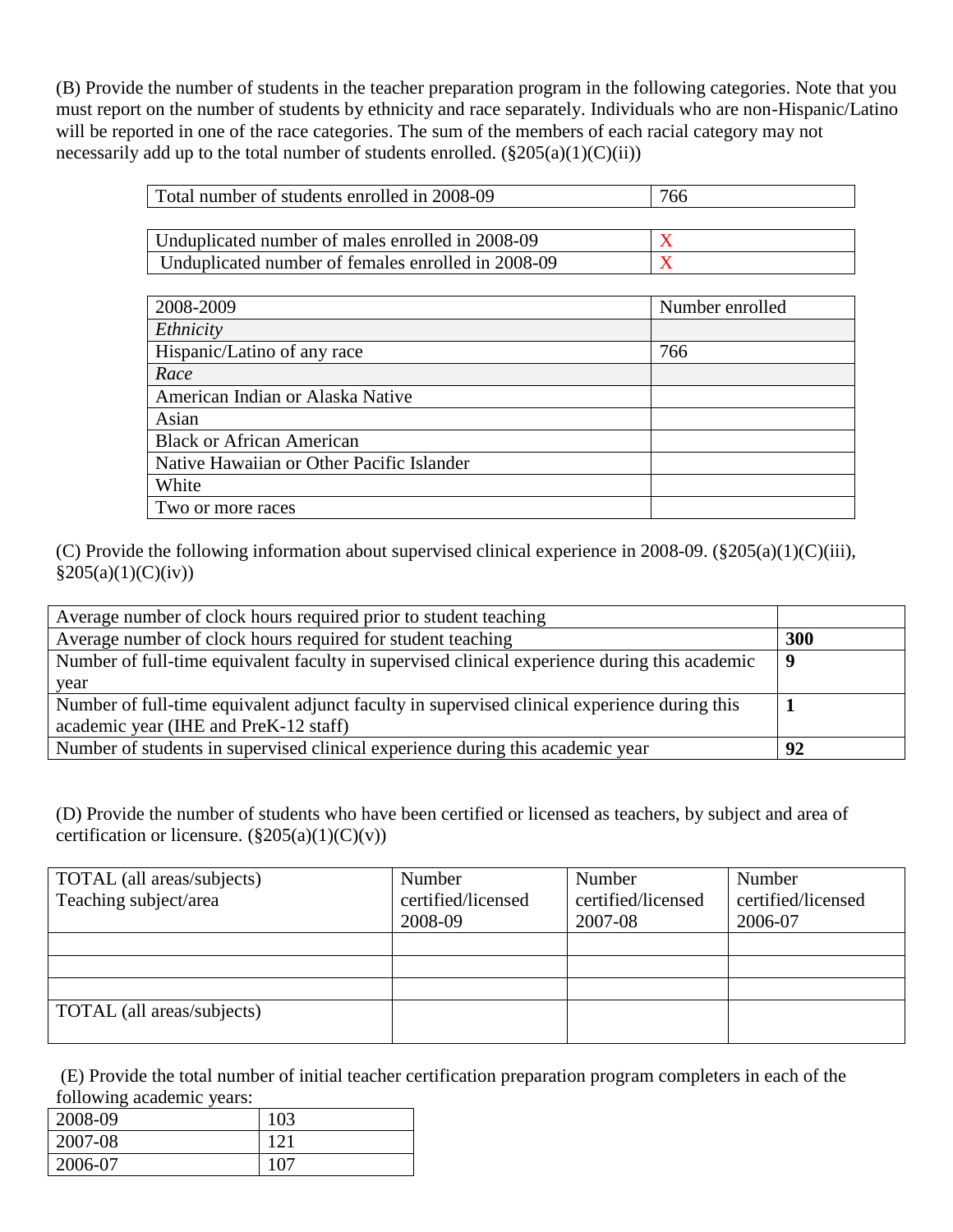(B) Provide the number of students in the teacher preparation program in the following categories. Note that you must report on the number of students by ethnicity and race separately. Individuals who are non-Hispanic/Latino will be reported in one of the race categories. The sum of the members of each racial category may not necessarily add up to the total number of students enrolled. (§205(a)(1)(C)(ii))

| | |
|---|---|
| Total number of students enrolled in 2008-09 | 766 |

| | |
|---|---|
| Unduplicated number of males enrolled in 2008-09 | X |
| Unduplicated number of females enrolled in 2008-09 | X |

| 2008-2009 | Number enrolled |
|---|---|
| *Ethnicity* | |
| Hispanic/Latino of any race | 766 |
| *Race* | |
| American Indian or Alaska Native | |
| Asian | |
| Black or African American | |
| Native Hawaiian or Other Pacific Islander | |
| White | |
| Two or more races | |

(C) Provide the following information about supervised clinical experience in 2008-09. (§205(a)(1)(C)(iii), §205(a)(1)(C)(iv))

| | |
|---|---|
| Average number of clock hours required prior to student teaching | |
| Average number of clock hours required for student teaching | **300** |
| Number of full-time equivalent faculty in supervised clinical experience during this academic year | **9** |
| Number of full-time equivalent adjunct faculty in supervised clinical experience during this academic year (IHE and PreK-12 staff) | **1** |
| Number of students in supervised clinical experience during this academic year | **92** |

(D) Provide the number of students who have been certified or licensed as teachers, by subject and area of certification or licensure. (§205(a)(1)(C)(v))

| TOTAL (all areas/subjects) Teaching subject/area | Number certified/licensed 2008-09 | Number certified/licensed 2007-08 | Number certified/licensed 2006-07 |
|---|---|---|---|
| | | | |
| | | | |
| | | | |
| TOTAL (all areas/subjects) | | | |

(E) Provide the total number of initial teacher certification preparation program completers in each of the following academic years:

| | |
|---|---|
| 2008-09 | 103 |
| 2007-08 | 121 |
| 2006-07 | 107 |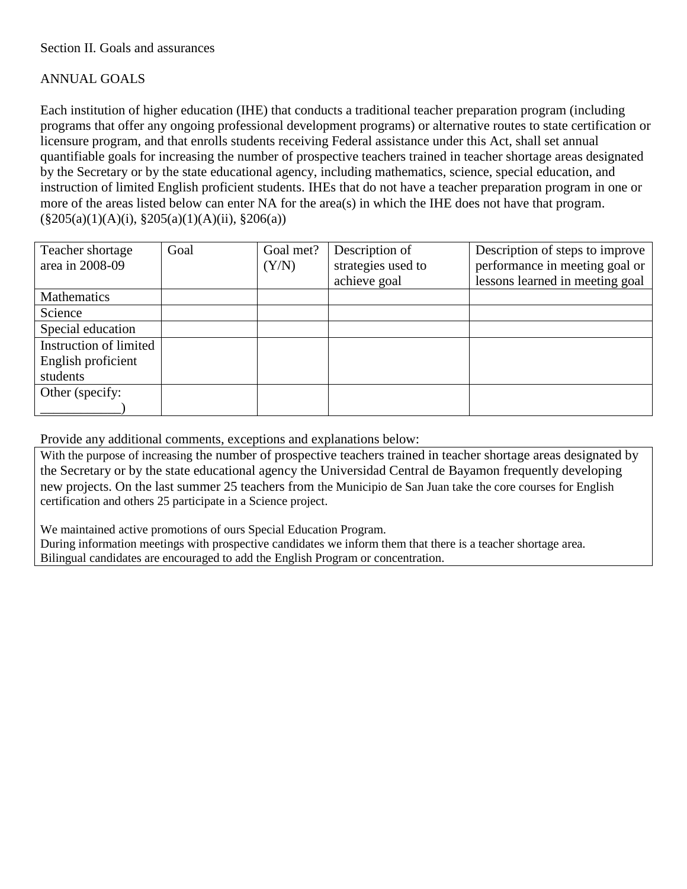Section II. Goals and assurances

ANNUAL GOALS

Each institution of higher education (IHE) that conducts a traditional teacher preparation program (including programs that offer any ongoing professional development programs) or alternative routes to state certification or licensure program, and that enrolls students receiving Federal assistance under this Act, shall set annual quantifiable goals for increasing the number of prospective teachers trained in teacher shortage areas designated by the Secretary or by the state educational agency, including mathematics, science, special education, and instruction of limited English proficient students. IHEs that do not have a teacher preparation program in one or more of the areas listed below can enter NA for the area(s) in which the IHE does not have that program. (§205(a)(1)(A)(i), §205(a)(1)(A)(ii), §206(a))

| Teacher shortage area in 2008-09 | Goal | Goal met? (Y/N) | Description of strategies used to achieve goal | Description of steps to improve performance in meeting goal or lessons learned in meeting goal |
|---|---|---|---|---|
| Mathematics | | | | |
| Science | | | | |
| Special education | | | | |
| Instruction of limited English proficient students | | | | |
| Other (specify: ____________) | | | | |

Provide any additional comments, exceptions and explanations below:

With the purpose of increasing the number of prospective teachers trained in teacher shortage areas designated by the Secretary or by the state educational agency the Universidad Central de Bayamon frequently developing new projects. On the last summer 25 teachers from the Municipio de San Juan take the core courses for English certification and others 25 participate in a Science project.

We maintained active promotions of ours Special Education Program.
During information meetings with prospective candidates we inform them that there is a teacher shortage area.
Bilingual candidates are encouraged to add the English Program or concentration.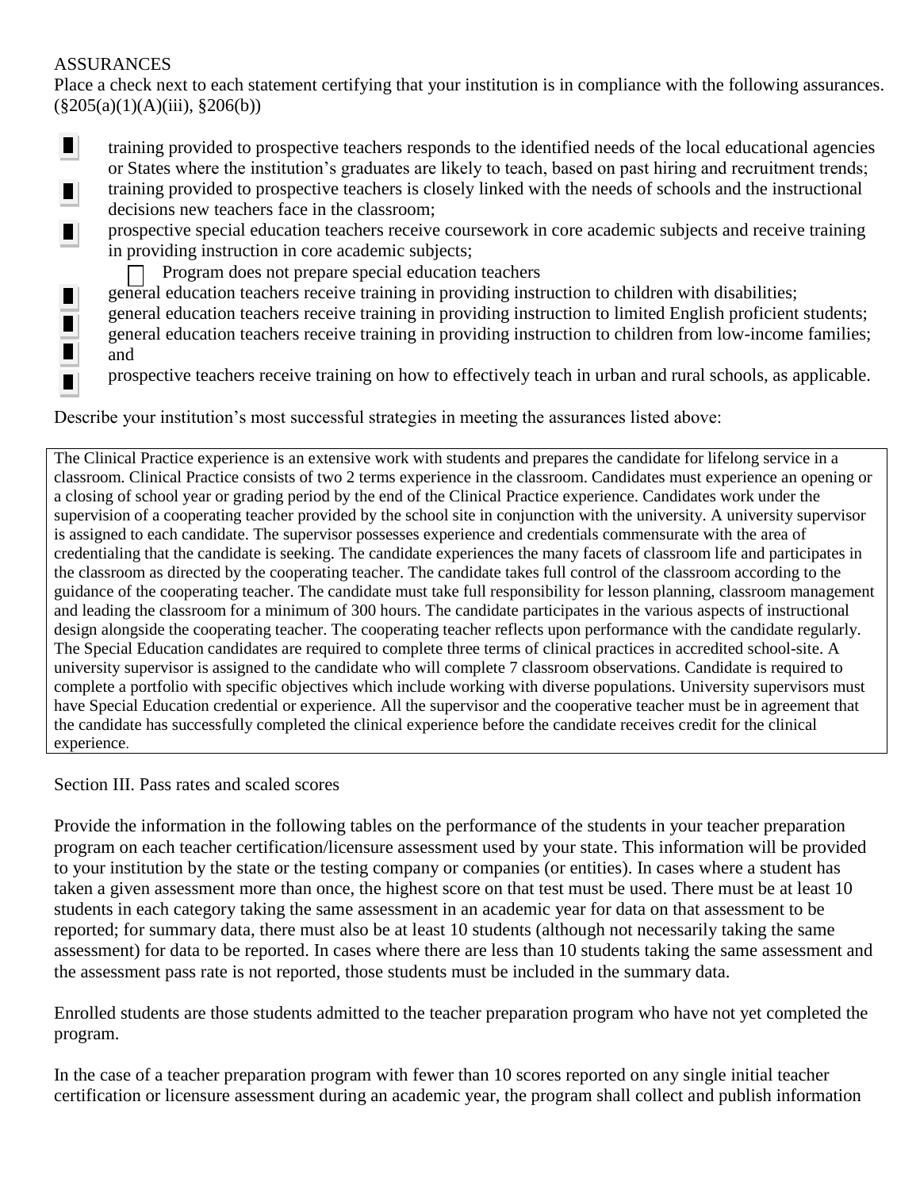ASSURANCES

Place a check next to each statement certifying that your institution is in compliance with the following assurances. (§205(a)(1)(A)(iii), §206(b))

- [x] training provided to prospective teachers responds to the identified needs of the local educational agencies or States where the institution's graduates are likely to teach, based on past hiring and recruitment trends;
- [x] training provided to prospective teachers is closely linked with the needs of schools and the instructional decisions new teachers face in the classroom;
- [x] prospective special education teachers receive coursework in core academic subjects and receive training in providing instruction in core academic subjects;
  - [ ] Program does not prepare special education teachers
- [x] general education teachers receive training in providing instruction to children with disabilities;
- [x] general education teachers receive training in providing instruction to limited English proficient students;
- [x] general education teachers receive training in providing instruction to children from low-income families; and
- [x] prospective teachers receive training on how to effectively teach in urban and rural schools, as applicable.

Describe your institution's most successful strategies in meeting the assurances listed above:

The Clinical Practice experience is an extensive work with students and prepares the candidate for lifelong service in a classroom. Clinical Practice consists of two 2 terms experience in the classroom. Candidates must experience an opening or a closing of school year or grading period by the end of the Clinical Practice experience. Candidates work under the supervision of a cooperating teacher provided by the school site in conjunction with the university. A university supervisor is assigned to each candidate. The supervisor possesses experience and credentials commensurate with the area of credentialing that the candidate is seeking. The candidate experiences the many facets of classroom life and participates in the classroom as directed by the cooperating teacher. The candidate takes full control of the classroom according to the guidance of the cooperating teacher. The candidate must take full responsibility for lesson planning, classroom management and leading the classroom for a minimum of 300 hours. The candidate participates in the various aspects of instructional design alongside the cooperating teacher. The cooperating teacher reflects upon performance with the candidate regularly. The Special Education candidates are required to complete three terms of clinical practices in accredited school-site. A university supervisor is assigned to the candidate who will complete 7 classroom observations. Candidate is required to complete a portfolio with specific objectives which include working with diverse populations. University supervisors must have Special Education credential or experience. All the supervisor and the cooperative teacher must be in agreement that the candidate has successfully completed the clinical experience before the candidate receives credit for the clinical experience.

Section III. Pass rates and scaled scores

Provide the information in the following tables on the performance of the students in your teacher preparation program on each teacher certification/licensure assessment used by your state. This information will be provided to your institution by the state or the testing company or companies (or entities). In cases where a student has taken a given assessment more than once, the highest score on that test must be used. There must be at least 10 students in each category taking the same assessment in an academic year for data on that assessment to be reported; for summary data, there must also be at least 10 students (although not necessarily taking the same assessment) for data to be reported. In cases where there are less than 10 students taking the same assessment and the assessment pass rate is not reported, those students must be included in the summary data.

Enrolled students are those students admitted to the teacher preparation program who have not yet completed the program.

In the case of a teacher preparation program with fewer than 10 scores reported on any single initial teacher certification or licensure assessment during an academic year, the program shall collect and publish information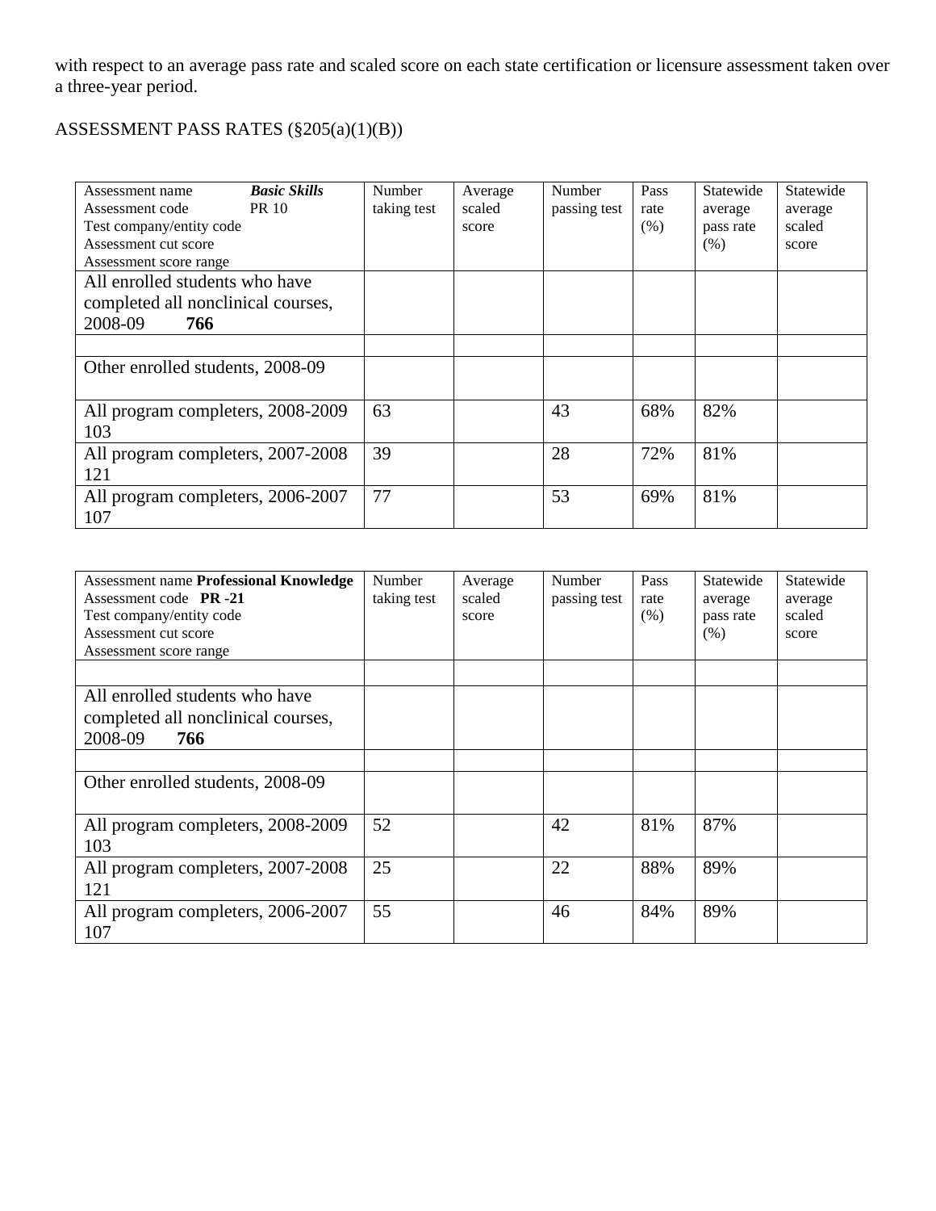with respect to an average pass rate and scaled score on each state certification or licensure assessment taken over a three-year period.

ASSESSMENT PASS RATES (§205(a)(1)(B))

| Assessment name ***Basic Skills***<br>Assessment code PR 10<br>Test company/entity code<br>Assessment cut score<br>Assessment score range | Number taking test | Average scaled score | Number passing test | Pass rate (%) | Statewide average pass rate (%) | Statewide average scaled score |
|---|---|---|---|---|---|---|
| All enrolled students who have completed all nonclinical courses, 2008-09 **766** | | | | | | |
| | | | | | | |
| Other enrolled students, 2008-09 | | | | | | |
| All program completers, 2008-2009 103 | 63 | | 43 | 68% | 82% | |
| All program completers, 2007-2008 121 | 39 | | 28 | 72% | 81% | |
| All program completers, 2006-2007 107 | 77 | | 53 | 69% | 81% | |

| Assessment name **Professional Knowledge**<br>Assessment code **PR -21**<br>Test company/entity code<br>Assessment cut score<br>Assessment score range | Number taking test | Average scaled score | Number passing test | Pass rate (%) | Statewide average pass rate (%) | Statewide average scaled score |
|---|---|---|---|---|---|---|
| | | | | | | |
| All enrolled students who have completed all nonclinical courses, 2008-09 **766** | | | | | | |
| | | | | | | |
| Other enrolled students, 2008-09 | | | | | | |
| All program completers, 2008-2009 103 | 52 | | 42 | 81% | 87% | |
| All program completers, 2007-2008 121 | 25 | | 22 | 88% | 89% | |
| All program completers, 2006-2007 107 | 55 | | 46 | 84% | 89% | |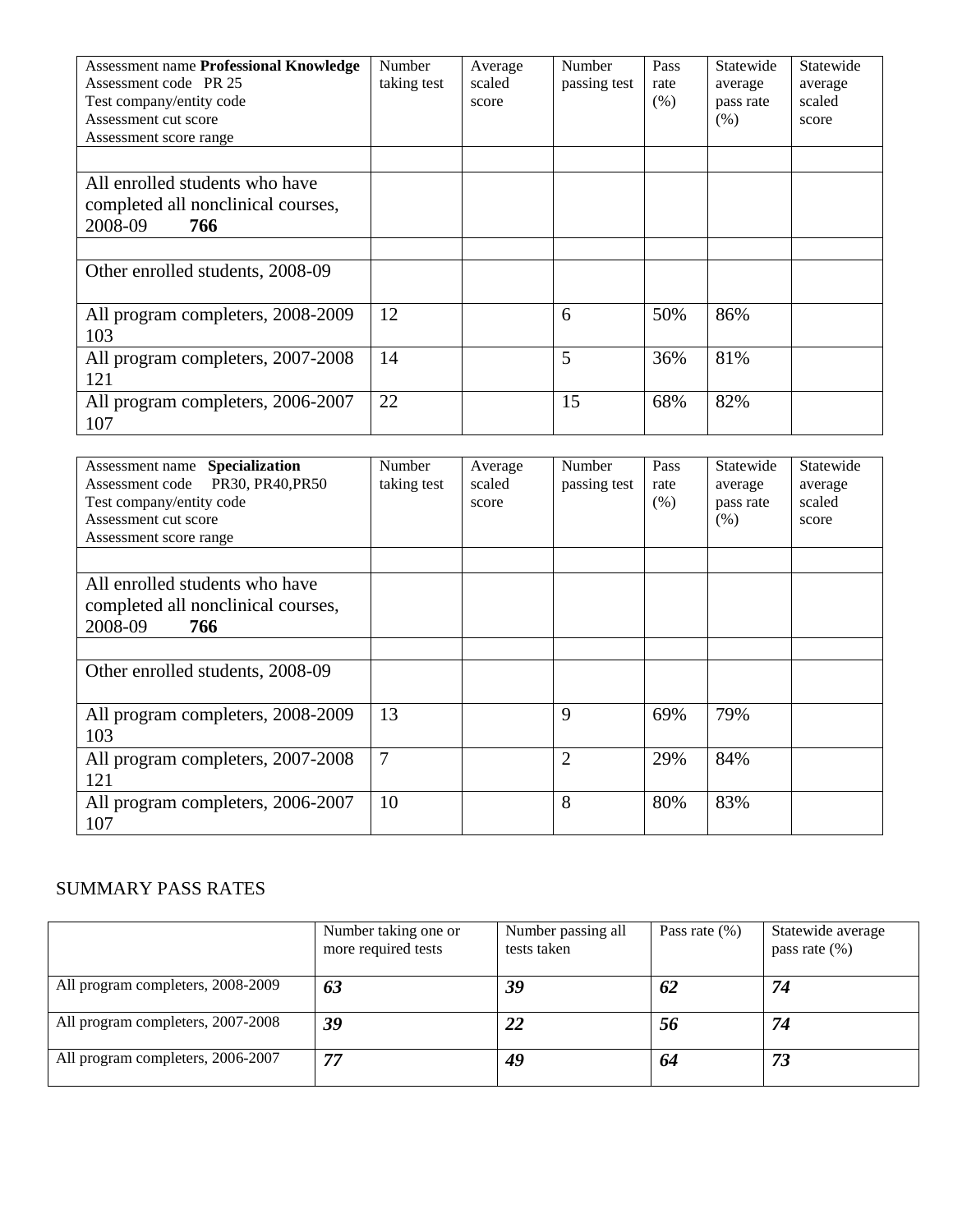| Assessment name **Professional Knowledge**<br>Assessment code PR 25<br>Test company/entity code<br>Assessment cut score<br>Assessment score range | Number taking test | Average scaled score | Number passing test | Pass rate (%) | Statewide average pass rate (%) | Statewide average scaled score |
|---|---|---|---|---|---|---|
| | | | | | | |
| All enrolled students who have completed all nonclinical courses, 2008-09 **766** | | | | | | |
| | | | | | | |
| Other enrolled students, 2008-09 | | | | | | |
| All program completers, 2008-2009 103 | 12 | | 6 | 50% | 86% | |
| All program completers, 2007-2008 121 | 14 | | 5 | 36% | 81% | |
| All program completers, 2006-2007 107 | 22 | | 15 | 68% | 82% | |

| Assessment name **Specialization**<br>Assessment code PR30, PR40,PR50<br>Test company/entity code<br>Assessment cut score<br>Assessment score range | Number taking test | Average scaled score | Number passing test | Pass rate (%) | Statewide average pass rate (%) | Statewide average scaled score |
|---|---|---|---|---|---|---|
| | | | | | | |
| All enrolled students who have completed all nonclinical courses, 2008-09 **766** | | | | | | |
| | | | | | | |
| Other enrolled students, 2008-09 | | | | | | |
| All program completers, 2008-2009 103 | 13 | | 9 | 69% | 79% | |
| All program completers, 2007-2008 121 | 7 | | 2 | 29% | 84% | |
| All program completers, 2006-2007 107 | 10 | | 8 | 80% | 83% | |

SUMMARY PASS RATES

| | Number taking one or more required tests | Number passing all tests taken | Pass rate (%) | Statewide average pass rate (%) |
|---|---|---|---|---|
| All program completers, 2008-2009 | ***63*** | ***39*** | ***62*** | ***74*** |
| All program completers, 2007-2008 | ***39*** | ***22*** | ***56*** | ***74*** |
| All program completers, 2006-2007 | ***77*** | ***49*** | ***64*** | ***73*** |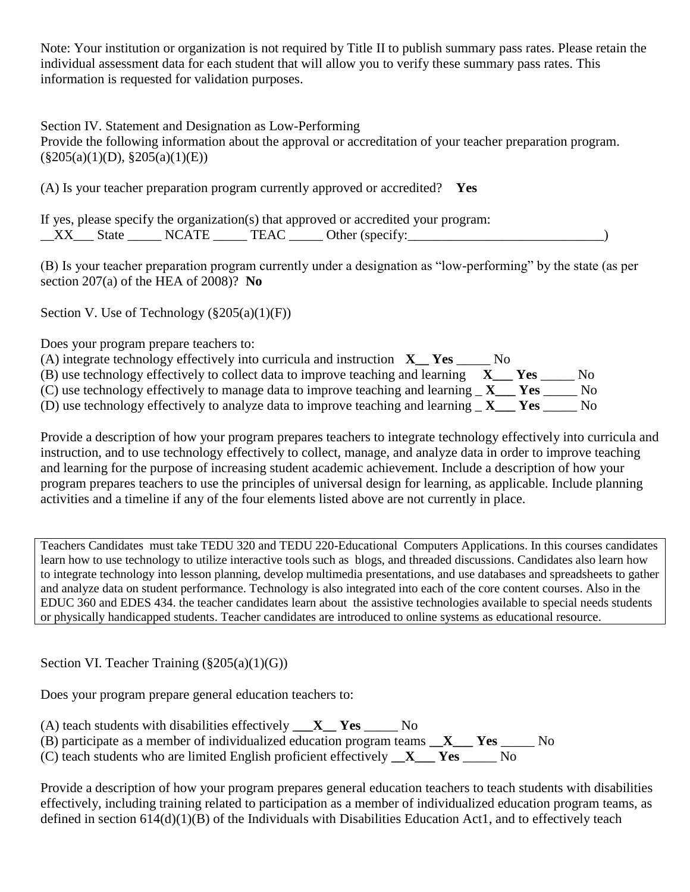Note: Your institution or organization is not required by Title II to publish summary pass rates. Please retain the individual assessment data for each student that will allow you to verify these summary pass rates. This information is requested for validation purposes.

Section IV. Statement and Designation as Low-Performing

Provide the following information about the approval or accreditation of your teacher preparation program. (§205(a)(1)(D), §205(a)(1)(E))

(A) Is your teacher preparation program currently approved or accredited? **Yes**

If yes, please specify the organization(s) that approved or accredited your program:
__XX___ State _____ NCATE _____ TEAC _____ Other (specify:_____________________________)

(B) Is your teacher preparation program currently under a designation as "low-performing" by the state (as per section 207(a) of the HEA of 2008)? **No**

Section V. Use of Technology (§205(a)(1)(F))

Does your program prepare teachers to:

(A) integrate technology effectively into curricula and instruction **X__ Yes** _____ No
(B) use technology effectively to collect data to improve teaching and learning **X___ Yes** _____ No
(C) use technology effectively to manage data to improve teaching and learning _ **X___ Yes** _____ No
(D) use technology effectively to analyze data to improve teaching and learning _ **X___ Yes** _____ No

Provide a description of how your program prepares teachers to integrate technology effectively into curricula and instruction, and to use technology effectively to collect, manage, and analyze data in order to improve teaching and learning for the purpose of increasing student academic achievement. Include a description of how your program prepares teachers to use the principles of universal design for learning, as applicable. Include planning activities and a timeline if any of the four elements listed above are not currently in place.

Teachers Candidates must take TEDU 320 and TEDU 220-Educational Computers Applications. In this courses candidates learn how to use technology to utilize interactive tools such as blogs, and threaded discussions. Candidates also learn how to integrate technology into lesson planning, develop multimedia presentations, and use databases and spreadsheets to gather and analyze data on student performance. Technology is also integrated into each of the core content courses. Also in the EDUC 360 and EDES 434. the teacher candidates learn about the assistive technologies available to special needs students or physically handicapped students. Teacher candidates are introduced to online systems as educational resource.

Section VI. Teacher Training (§205(a)(1)(G))

Does your program prepare general education teachers to:

(A) teach students with disabilities effectively **___X__ Yes** _____ No
(B) participate as a member of individualized education program teams **__X___ Yes** _____ No
(C) teach students who are limited English proficient effectively **__X___ Yes** _____ No

Provide a description of how your program prepares general education teachers to teach students with disabilities effectively, including training related to participation as a member of individualized education program teams, as defined in section 614(d)(1)(B) of the Individuals with Disabilities Education Act1, and to effectively teach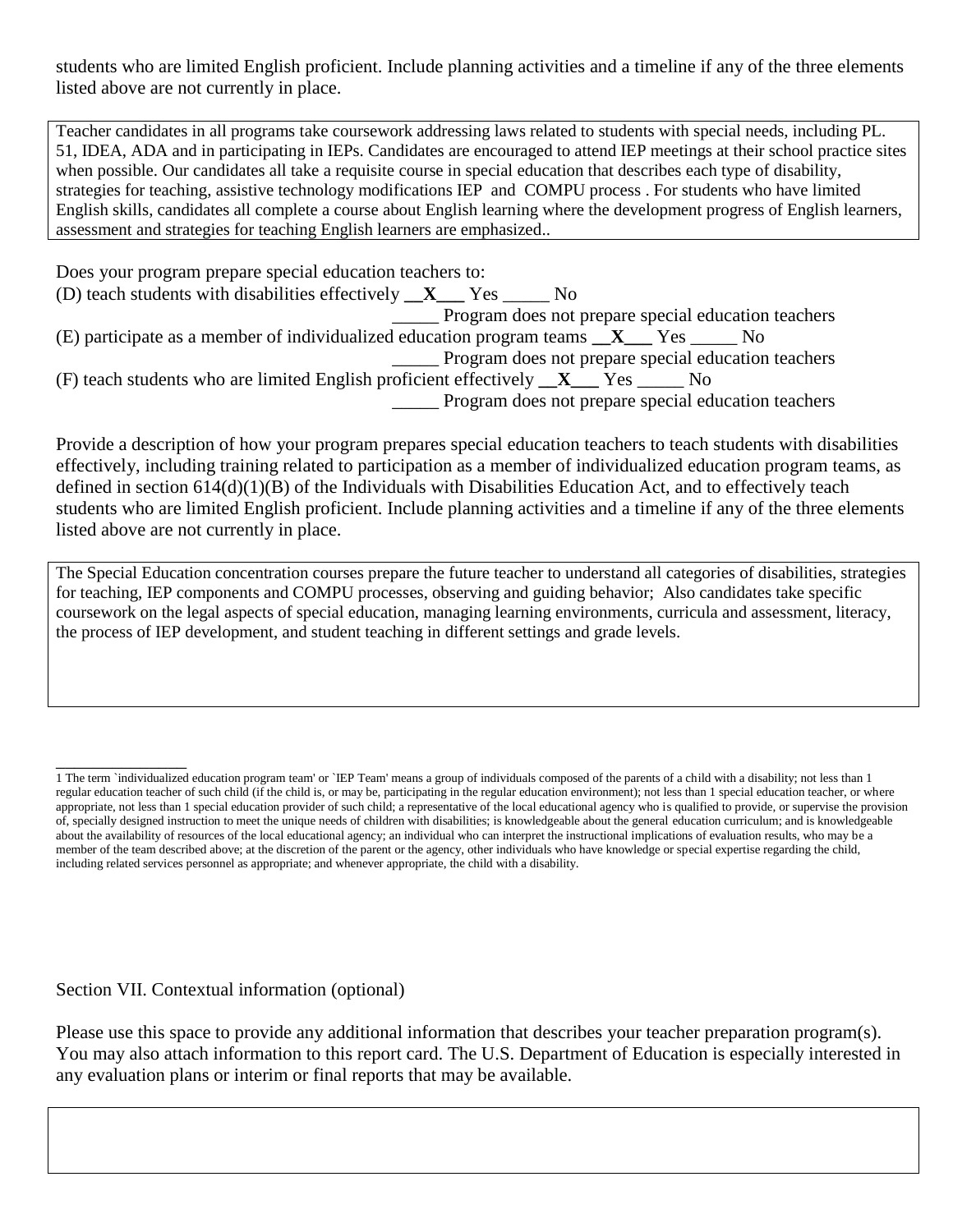students who are limited English proficient. Include planning activities and a timeline if any of the three elements listed above are not currently in place.

Teacher candidates in all programs take coursework addressing laws related to students with special needs, including PL. 51, IDEA, ADA and in participating in IEPs. Candidates are encouraged to attend IEP meetings at their school practice sites when possible. Our candidates all take a requisite course in special education that describes each type of disability, strategies for teaching, assistive technology modifications IEP and COMPU process . For students who have limited English skills, candidates all complete a course about English learning where the development progress of English learners, assessment and strategies for teaching English learners are emphasized..

Does your program prepare special education teachers to:

(D) teach students with disabilities effectively **__X___** Yes _____ No
_____ Program does not prepare special education teachers

(E) participate as a member of individualized education program teams **__X___** Yes _____ No
_____ Program does not prepare special education teachers

(F) teach students who are limited English proficient effectively **__X___** Yes _____ No
_____ Program does not prepare special education teachers

Provide a description of how your program prepares special education teachers to teach students with disabilities effectively, including training related to participation as a member of individualized education program teams, as defined in section 614(d)(1)(B) of the Individuals with Disabilities Education Act, and to effectively teach students who are limited English proficient. Include planning activities and a timeline if any of the three elements listed above are not currently in place.

The Special Education concentration courses prepare the future teacher to understand all categories of disabilities, strategies for teaching, IEP components and COMPU processes, observing and guiding behavior; Also candidates take specific coursework on the legal aspects of special education, managing learning environments, curricula and assessment, literacy, the process of IEP development, and student teaching in different settings and grade levels.

1 The term `individualized education program team' or `IEP Team' means a group of individuals composed of the parents of a child with a disability; not less than 1 regular education teacher of such child (if the child is, or may be, participating in the regular education environment); not less than 1 special education teacher, or where appropriate, not less than 1 special education provider of such child; a representative of the local educational agency who is qualified to provide, or supervise the provision of, specially designed instruction to meet the unique needs of children with disabilities; is knowledgeable about the general education curriculum; and is knowledgeable about the availability of resources of the local educational agency; an individual who can interpret the instructional implications of evaluation results, who may be a member of the team described above; at the discretion of the parent or the agency, other individuals who have knowledge or special expertise regarding the child, including related services personnel as appropriate; and whenever appropriate, the child with a disability.

## Section VII. Contextual information (optional)

Please use this space to provide any additional information that describes your teacher preparation program(s). You may also attach information to this report card. The U.S. Department of Education is especially interested in any evaluation plans or interim or final reports that may be available.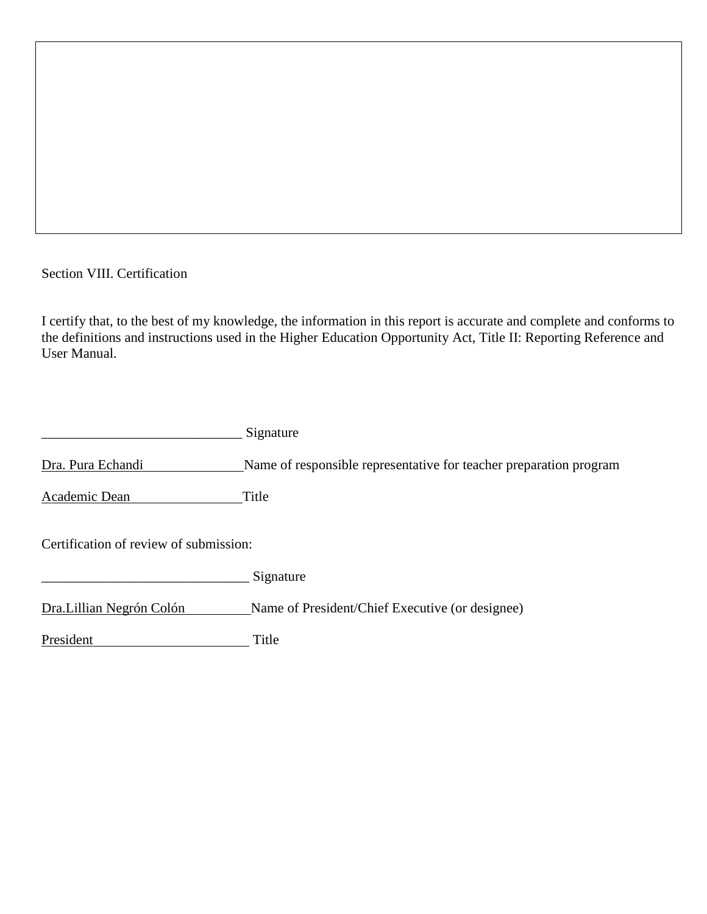Section VIII. Certification

I certify that, to the best of my knowledge, the information in this report is accurate and complete and conforms to the definitions and instructions used in the Higher Education Opportunity Act, Title II: Reporting Reference and User Manual.

_____________________________ Signature

Dra. Pura Echandi Name of responsible representative for teacher preparation program

Academic Dean Title

Certification of review of submission:

______________________________ Signature

Dra.Lillian Negrón Colón Name of President/Chief Executive (or designee)

President Title